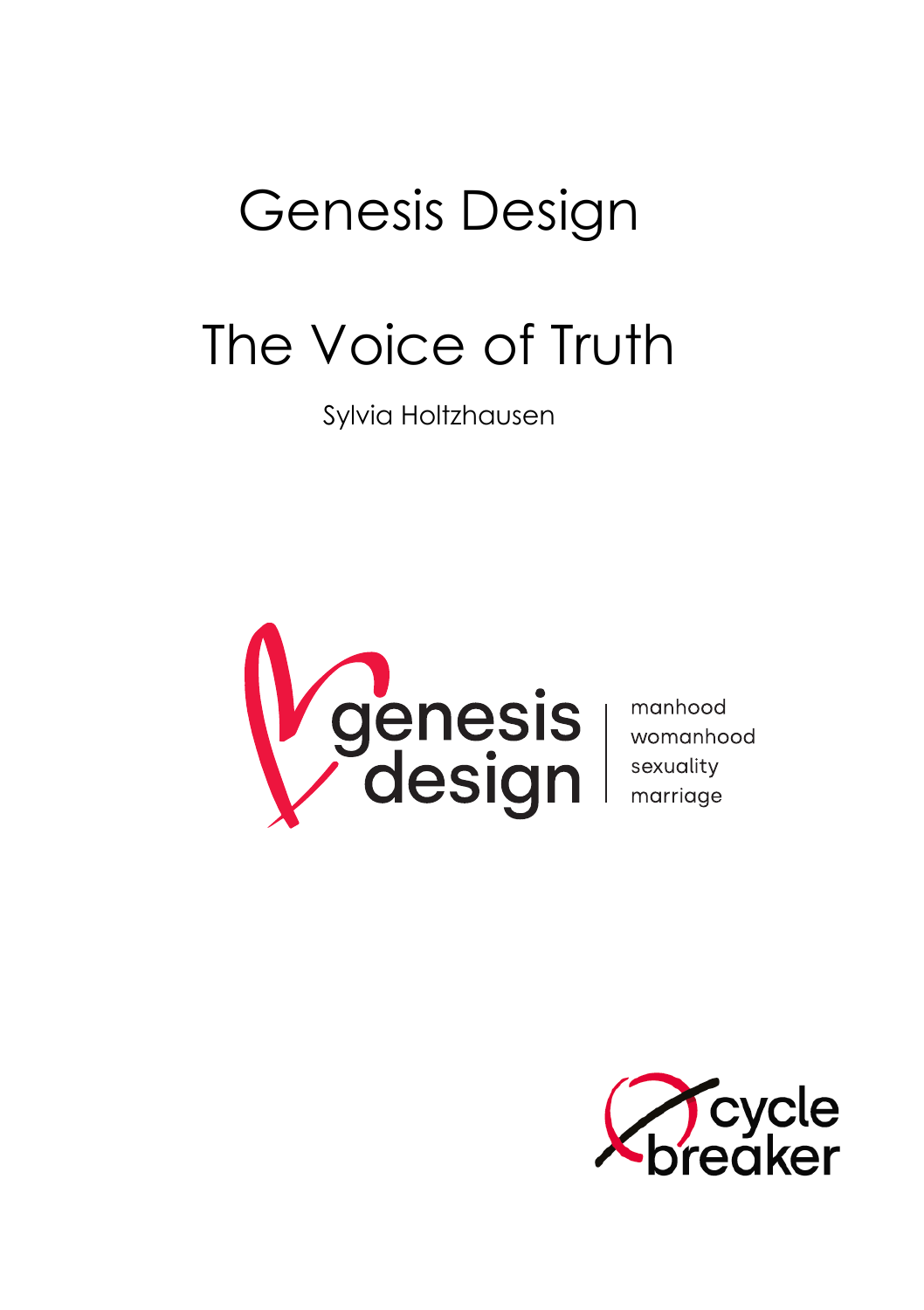# Genesis Design

# The Voice of Truth

Sylvia Holtzhausen

genesis design

manhood
womanhood
sexuality
marriage

cycle breaker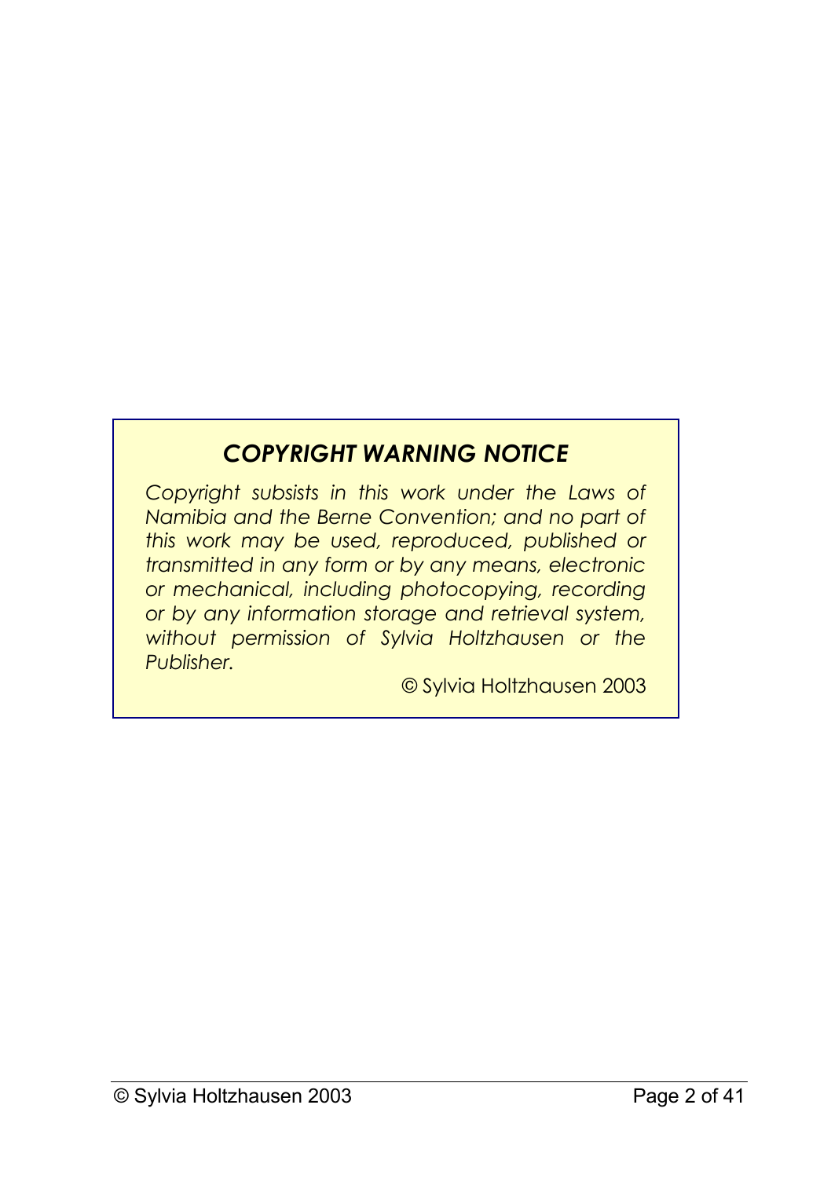## *COPYRIGHT WARNING NOTICE*

*Copyright subsists in this work under the Laws of Namibia and the Berne Convention; and no part of this work may be used, reproduced, published or transmitted in any form or by any means, electronic or mechanical, including photocopying, recording or by any information storage and retrieval system, without permission of Sylvia Holtzhausen or the Publisher.*

© Sylvia Holtzhausen 2003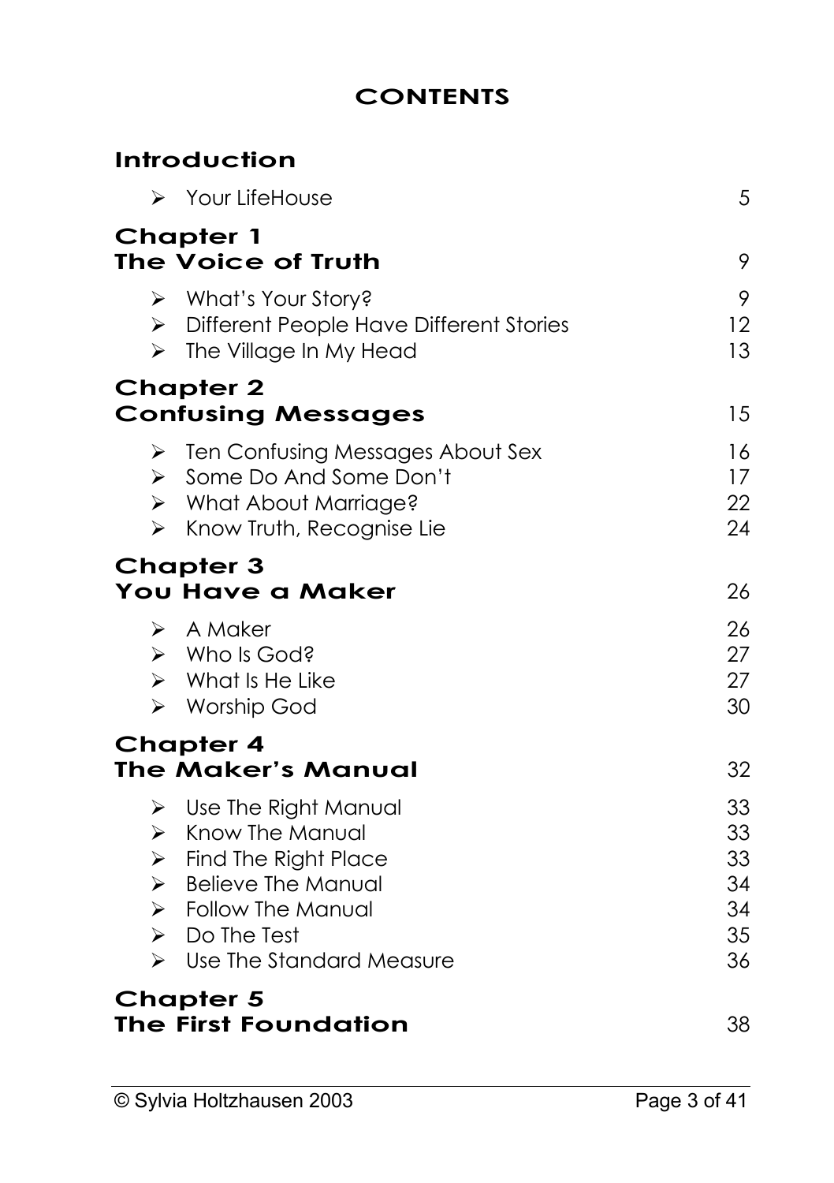# CONTENTS

## Introduction

- Your LifeHouse 5

## Chapter 1 The Voice of Truth 9

- What's Your Story? 9
- Different People Have Different Stories 12
- The Village In My Head 13

## Chapter 2 Confusing Messages 15

- Ten Confusing Messages About Sex 16
- Some Do And Some Don't 17
- What About Marriage? 22
- Know Truth, Recognise Lie 24

## Chapter 3 You Have a Maker 26

- A Maker 26
- Who Is God? 27
- What Is He Like 27
- Worship God 30

## Chapter 4 The Maker's Manual 32

- Use The Right Manual 33
- Know The Manual 33
- Find The Right Place 33
- Believe The Manual 34
- Follow The Manual 34
- Do The Test 35
- Use The Standard Measure 36

## Chapter 5 The First Foundation 38

© Sylvia Holtzhausen 2003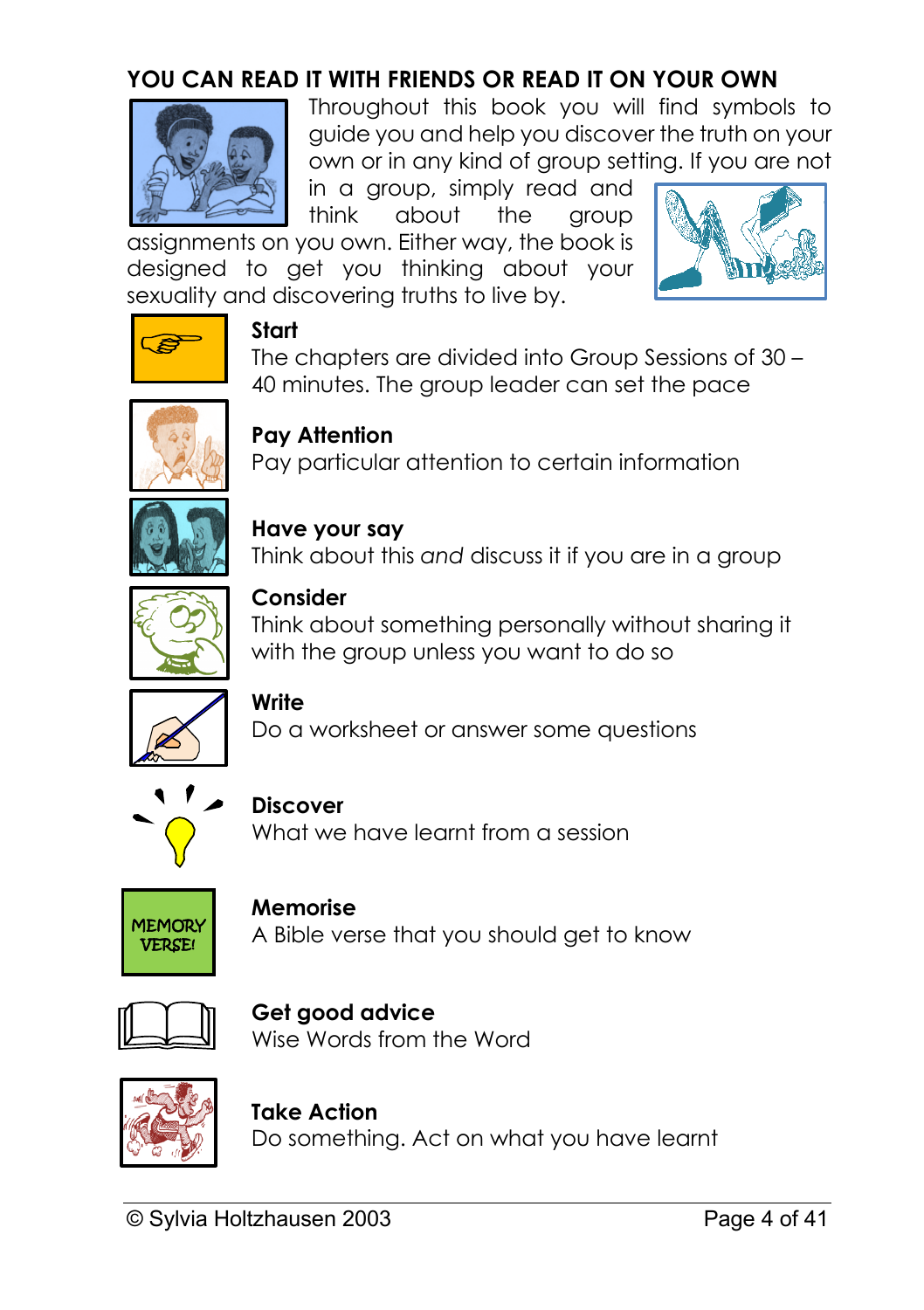## YOU CAN READ IT WITH FRIENDS OR READ IT ON YOUR OWN

Throughout this book you will find symbols to guide you and help you discover the truth on your own or in any kind of group setting. If you are not in a group, simply read and think about the group assignments on you own. Either way, the book is designed to get you thinking about your sexuality and discovering truths to live by.

**Start**
The chapters are divided into Group Sessions of 30 – 40 minutes. The group leader can set the pace

**Pay Attention**
Pay particular attention to certain information

**Have your say**
Think about this *and* discuss it if you are in a group

**Consider**
Think about something personally without sharing it with the group unless you want to do so

**Write**
Do a worksheet or answer some questions

**Discover**
What we have learnt from a session

**Memorise**
A Bible verse that you should get to know

**Get good advice**
Wise Words from the Word

**Take Action**
Do something. Act on what you have learnt

© Sylvia Holtzhausen 2003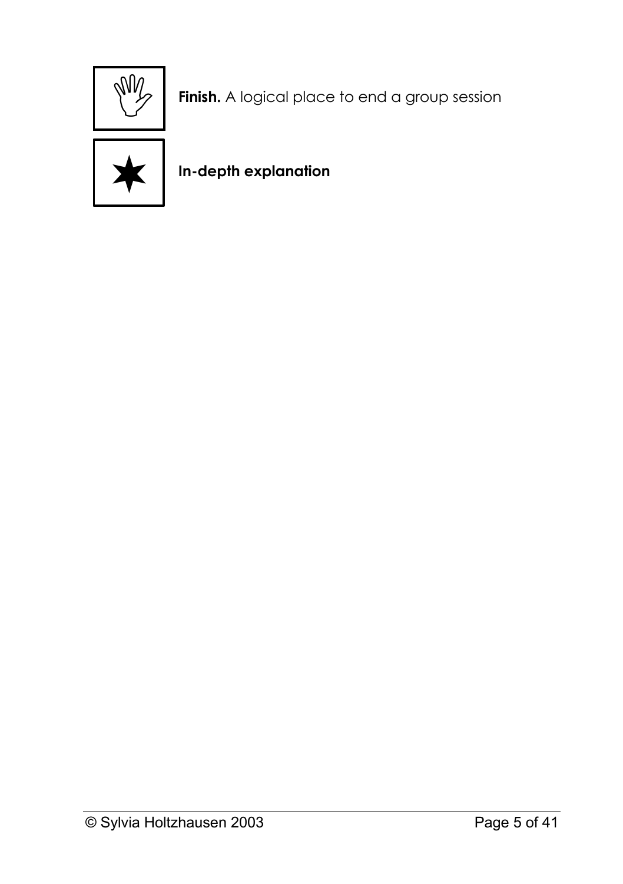**Finish.** A logical place to end a group session

**In-depth explanation**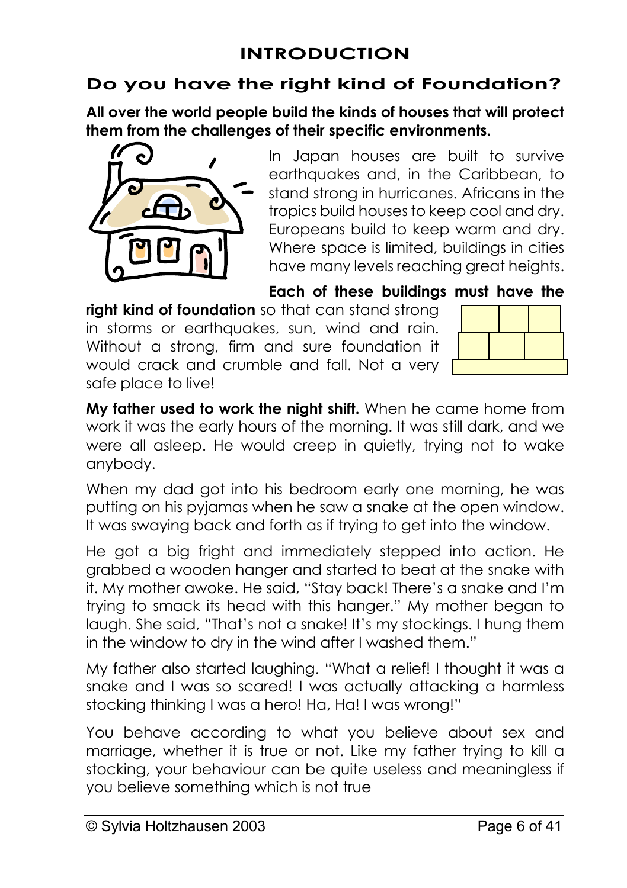# INTRODUCTION

## Do you have the right kind of Foundation?

**All over the world people build the kinds of houses that will protect them from the challenges of their specific environments.**

In Japan houses are built to survive earthquakes and, in the Caribbean, to stand strong in hurricanes. Africans in the tropics build houses to keep cool and dry. Europeans build to keep warm and dry. Where space is limited, buildings in cities have many levels reaching great heights.

**Each of these buildings must have the right kind of foundation** so that can stand strong in storms or earthquakes, sun, wind and rain. Without a strong, firm and sure foundation it would crack and crumble and fall. Not a very safe place to live!

**My father used to work the night shift.** When he came home from work it was the early hours of the morning. It was still dark, and we were all asleep. He would creep in quietly, trying not to wake anybody.

When my dad got into his bedroom early one morning, he was putting on his pyjamas when he saw a snake at the open window. It was swaying back and forth as if trying to get into the window.

He got a big fright and immediately stepped into action. He grabbed a wooden hanger and started to beat at the snake with it. My mother awoke. He said, "Stay back! There's a snake and I'm trying to smack its head with this hanger." My mother began to laugh. She said, "That's not a snake! It's my stockings. I hung them in the window to dry in the wind after I washed them."

My father also started laughing. "What a relief! I thought it was a snake and I was so scared! I was actually attacking a harmless stocking thinking I was a hero! Ha, Ha! I was wrong!"

You behave according to what you believe about sex and marriage, whether it is true or not. Like my father trying to kill a stocking, your behaviour can be quite useless and meaningless if you believe something which is not true

© Sylvia Holtzhausen 2003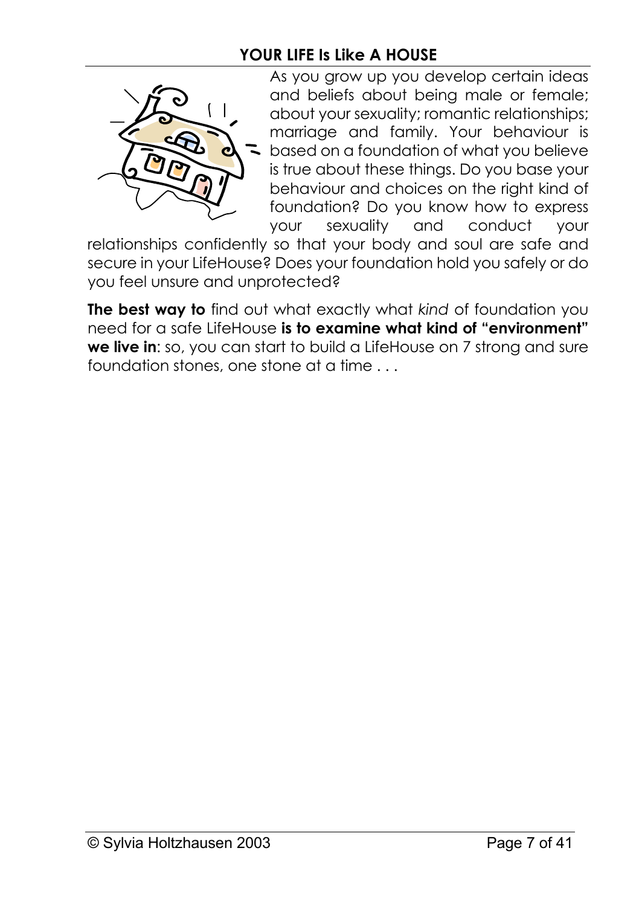## YOUR LIFE Is Like A HOUSE

As you grow up you develop certain ideas and beliefs about being male or female; about your sexuality; romantic relationships; marriage and family. Your behaviour is based on a foundation of what you believe is true about these things. Do you base your behaviour and choices on the right kind of foundation? Do you know how to express your sexuality and conduct your relationships confidently so that your body and soul are safe and secure in your LifeHouse? Does your foundation hold you safely or do you feel unsure and unprotected?

**The best way to** find out what exactly what *kind* of foundation you need for a safe LifeHouse **is to examine what kind of "environment" we live in**: so, you can start to build a LifeHouse on 7 strong and sure foundation stones, one stone at a time . . .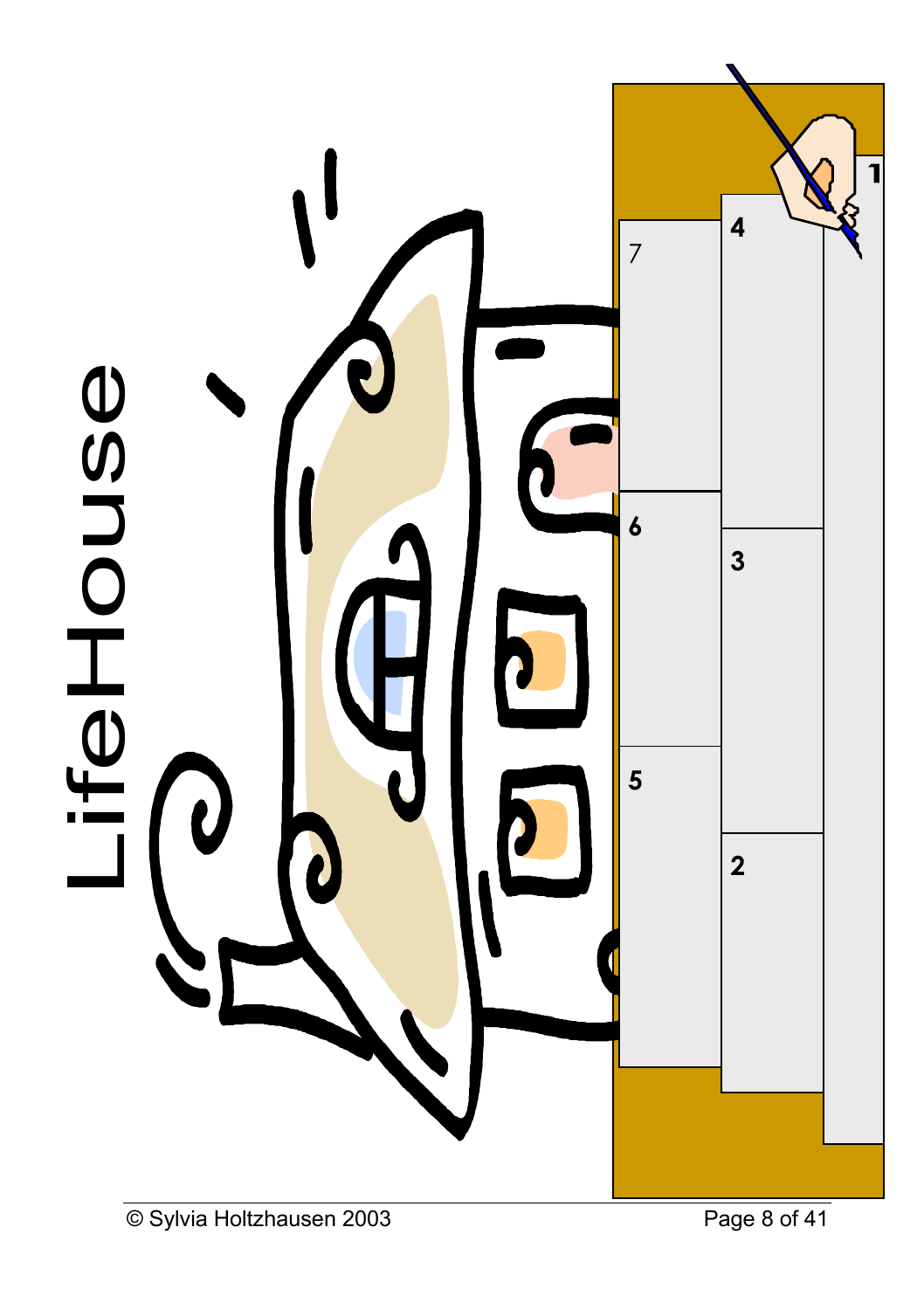# LifeHouse

1

2

3

4

5

6

7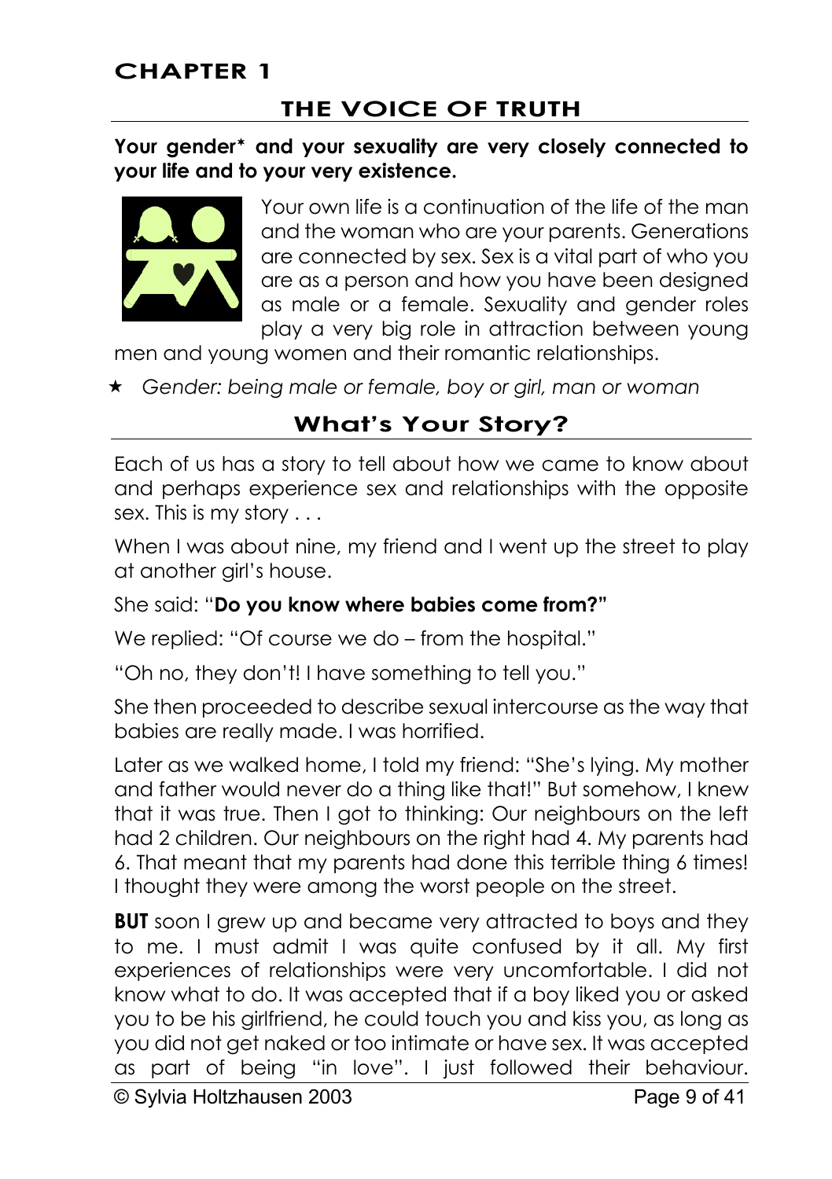# CHAPTER 1

## THE VOICE OF TRUTH

**Your gender* and your sexuality are very closely connected to your life and to your very existence.**

Your own life is a continuation of the life of the man and the woman who are your parents. Generations are connected by sex. Sex is a vital part of who you are as a person and how you have been designed as male or a female. Sexuality and gender roles play a very big role in attraction between young men and young women and their romantic relationships.

★ *Gender: being male or female, boy or girl, man or woman*

## What's Your Story?

Each of us has a story to tell about how we came to know about and perhaps experience sex and relationships with the opposite sex. This is my story . . .

When I was about nine, my friend and I went up the street to play at another girl's house.

She said: "**Do you know where babies come from?"**

We replied: "Of course we do – from the hospital."

"Oh no, they don't! I have something to tell you."

She then proceeded to describe sexual intercourse as the way that babies are really made. I was horrified.

Later as we walked home, I told my friend: "She's lying. My mother and father would never do a thing like that!" But somehow, I knew that it was true. Then I got to thinking: Our neighbours on the left had 2 children. Our neighbours on the right had 4. My parents had 6. That meant that my parents had done this terrible thing 6 times! I thought they were among the worst people on the street.

**BUT** soon I grew up and became very attracted to boys and they to me. I must admit I was quite confused by it all. My first experiences of relationships were very uncomfortable. I did not know what to do. It was accepted that if a boy liked you or asked you to be his girlfriend, he could touch you and kiss you, as long as you did not get naked or too intimate or have sex. It was accepted as part of being "in love". I just followed their behaviour.

© Sylvia Holtzhausen 2003